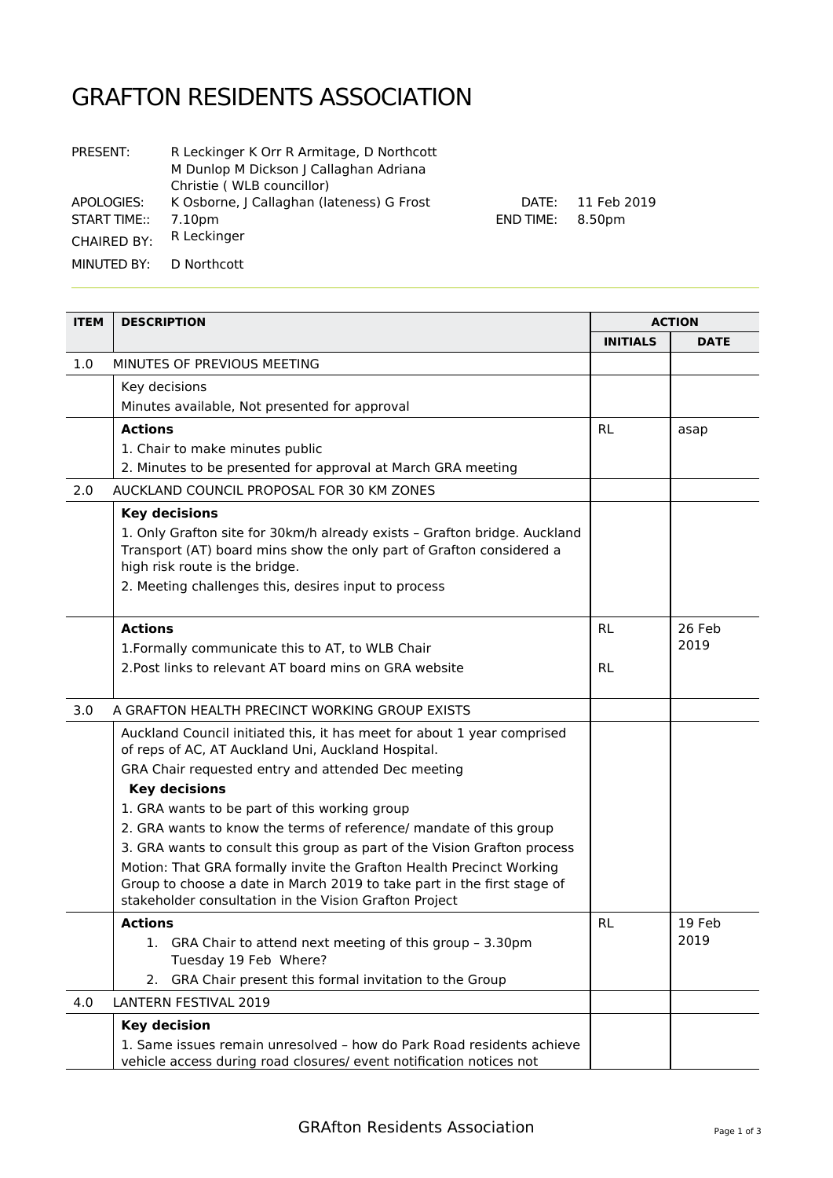# GRAFTON RESIDENTS ASSOCIATION

| | | | |
|---|---|---|---|
| PRESENT: | R Leckinger K Orr R Armitage, D Northcott M Dunlop M Dickson J Callaghan Adriana Christie ( WLB councillor) | | |
| APOLOGIES: | K Osborne, J Callaghan (lateness) G Frost | DATE: | 11 Feb 2019 |
| START TIME:: | 7.10pm | END TIME: | 8.50pm |
| CHAIRED BY: | R Leckinger | | |
| MINUTED BY: | D Northcott | | |

| ITEM | DESCRIPTION | ACTION | |
|---|---|---|---|
| | | **INITIALS** | **DATE** |
| 1.0 | MINUTES OF PREVIOUS MEETING | | |
| | Key decisions<br>Minutes available, Not presented for approval | | |
| | **Actions**<br>1. Chair to make minutes public<br>2. Minutes to be presented for approval at March GRA meeting | RL | asap |
| 2.0 | AUCKLAND COUNCIL PROPOSAL FOR 30 KM ZONES | | |
| | **Key decisions**<br>1. Only Grafton site for 30km/h already exists – Grafton bridge. Auckland Transport (AT) board mins show the only part of Grafton considered a high risk route is the bridge.<br>2. Meeting challenges this, desires input to process | | |
| | **Actions**<br>1.Formally communicate this to AT, to WLB Chair<br>2.Post links to relevant AT board mins on GRA website | RL<br><br>RL | 26 Feb 2019 |
| 3.0 | A GRAFTON HEALTH PRECINCT WORKING GROUP EXISTS | | |
| | Auckland Council initiated this, it has meet for about 1 year comprised of reps of AC, AT Auckland Uni, Auckland Hospital.<br>GRA Chair requested entry and attended Dec meeting<br>**Key decisions**<br>1. GRA wants to be part of this working group<br>2. GRA wants to know the terms of reference/ mandate of this group<br>3. GRA wants to consult this group as part of the Vision Grafton process<br>Motion: That GRA formally invite the Grafton Health Precinct Working Group to choose a date in March 2019 to take part in the first stage of stakeholder consultation in the Vision Grafton Project | | |
| | **Actions**<br>1. GRA Chair to attend next meeting of this group – 3.30pm Tuesday 19 Feb Where?<br>2. GRA Chair present this formal invitation to the Group | RL | 19 Feb 2019 |
| 4.0 | LANTERN FESTIVAL 2019 | | |
| | **Key decision**<br>1. Same issues remain unresolved – how do Park Road residents achieve vehicle access during road closures/ event notification notices not | | |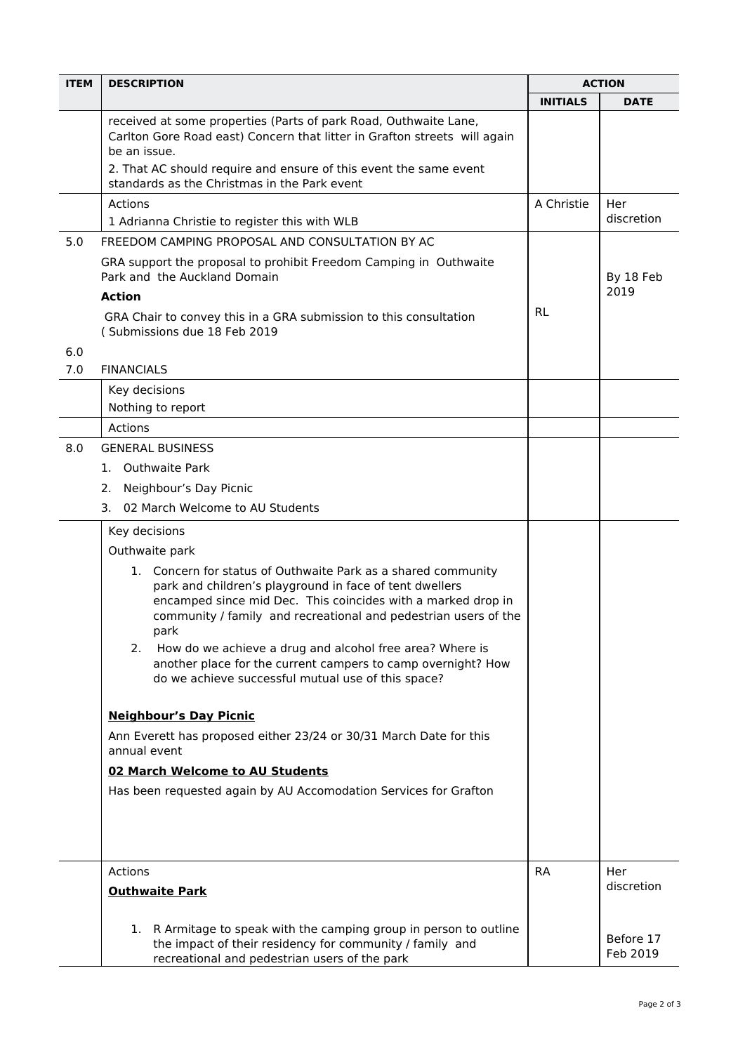| ITEM | DESCRIPTION | ACTION | |
|---|---|---|---|
| | | **INITIALS** | **DATE** |
| | received at some properties (Parts of park Road, Outhwaite Lane, Carlton Gore Road east) Concern that litter in Grafton streets will again be an issue.<br>2. That AC should require and ensure of this event the same event standards as the Christmas in the Park event | | |
| | Actions<br>1 Adrianna Christie to register this with WLB | A Christie | Her discretion |
| 5.0 | FREEDOM CAMPING PROPOSAL AND CONSULTATION BY AC<br>GRA support the proposal to prohibit Freedom Camping in Outhwaite Park and the Auckland Domain<br>**Action**<br>GRA Chair to convey this in a GRA submission to this consultation ( Submissions due 18 Feb 2019 | RL | By 18 Feb 2019 |
| 6.0 | | | |
| 7.0 | FINANCIALS | | |
| | Key decisions<br>Nothing to report | | |
| | Actions | | |
| 8.0 | GENERAL BUSINESS<br>1. Outhwaite Park<br>2. Neighbour's Day Picnic<br>3. 02 March Welcome to AU Students | | |
| | Key decisions<br>Outhwaite park<br>1. Concern for status of Outhwaite Park as a shared community park and children's playground in face of tent dwellers encamped since mid Dec. This coincides with a marked drop in community / family and recreational and pedestrian users of the park<br>2. How do we achieve a drug and alcohol free area? Where is another place for the current campers to camp overnight? How do we achieve successful mutual use of this space?<br>**Neighbour's Day Picnic**<br>Ann Everett has proposed either 23/24 or 30/31 March Date for this annual event<br>**02 March Welcome to AU Students**<br>Has been requested again by AU Accomodation Services for Grafton | | |
| | Actions<br>**Outhwaite Park**<br>1. R Armitage to speak with the camping group in person to outline the impact of their residency for community / family and recreational and pedestrian users of the park | RA | Her discretion<br><br>Before 17 Feb 2019 |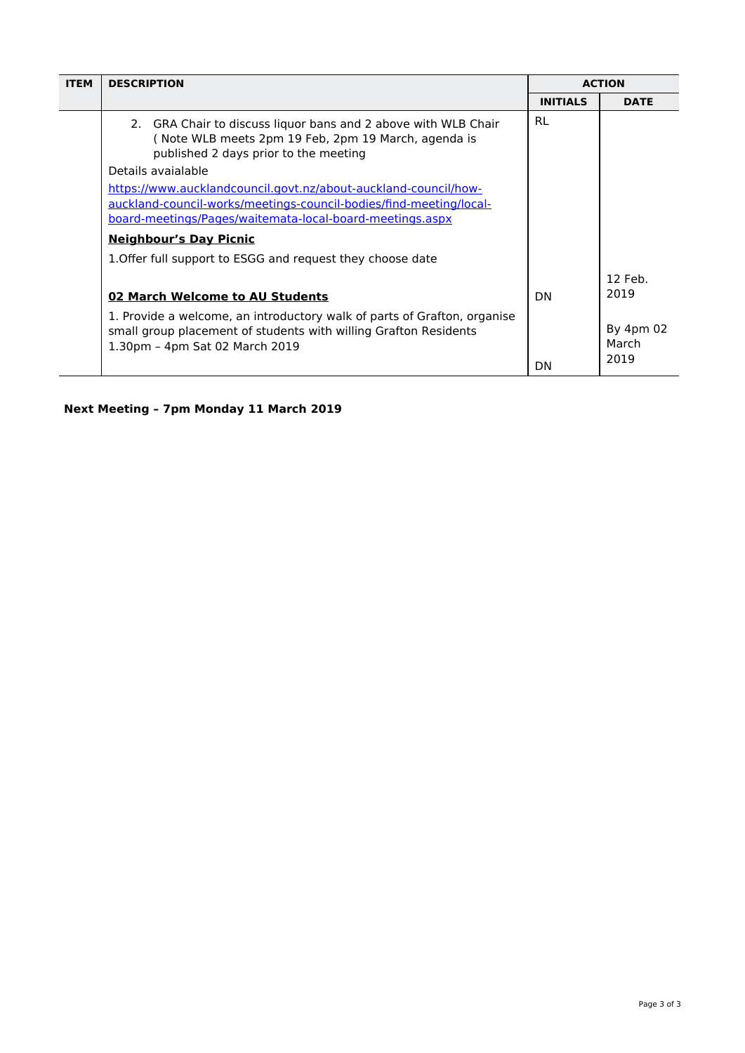| ITEM | DESCRIPTION | ACTION | |
|---|---|---|---|
| | | **INITIALS** | **DATE** |
| | 2. GRA Chair to discuss liquor bans and 2 above with WLB Chair ( Note WLB meets 2pm 19 Feb, 2pm 19 March, agenda is published 2 days prior to the meeting<br>Details avaialable<br>https://www.aucklandcouncil.govt.nz/about-auckland-council/how-auckland-council-works/meetings-council-bodies/find-meeting/local-board-meetings/Pages/waitemata-local-board-meetings.aspx | RL | |
| | **Neighbour's Day Picnic**<br>1.Offer full support to ESGG and request they choose date | DN | 12 Feb. 2019 |
| | **02 March Welcome to AU Students**<br>1. Provide a welcome, an introductory walk of parts of Grafton, organise small group placement of students with willing Grafton Residents 1.30pm – 4pm Sat 02 March 2019 | DN | By 4pm 02 March 2019 |

**Next Meeting – 7pm Monday 11 March 2019**